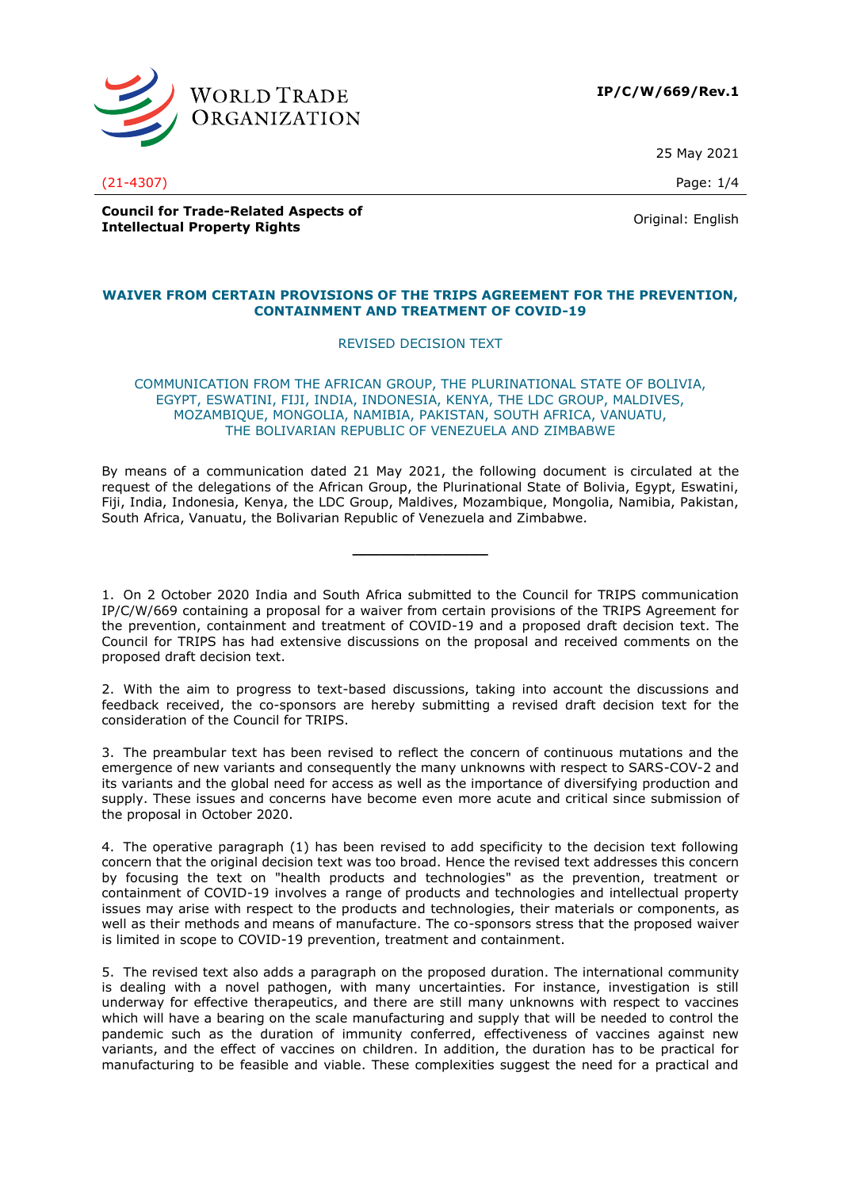**IP/C/W/669/Rev.1**

25 May 2021

(21-4307)

**Council for Trade-Related Aspects of Intellectual Property Rights**

Original: English

## WAIVER FROM CERTAIN PROVISIONS OF THE TRIPS AGREEMENT FOR THE PREVENTION, CONTAINMENT AND TREATMENT OF COVID-19

REVISED DECISION TEXT

COMMUNICATION FROM THE AFRICAN GROUP, THE PLURINATIONAL STATE OF BOLIVIA, EGYPT, ESWATINI, FIJI, INDIA, INDONESIA, KENYA, THE LDC GROUP, MALDIVES, MOZAMBIQUE, MONGOLIA, NAMIBIA, PAKISTAN, SOUTH AFRICA, VANUATU, THE BOLIVARIAN REPUBLIC OF VENEZUELA AND ZIMBABWE

By means of a communication dated 21 May 2021, the following document is circulated at the request of the delegations of the African Group, the Plurinational State of Bolivia, Egypt, Eswatini, Fiji, India, Indonesia, Kenya, the LDC Group, Maldives, Mozambique, Mongolia, Namibia, Pakistan, South Africa, Vanuatu, the Bolivarian Republic of Venezuela and Zimbabwe.

---

1. On 2 October 2020 India and South Africa submitted to the Council for TRIPS communication IP/C/W/669 containing a proposal for a waiver from certain provisions of the TRIPS Agreement for the prevention, containment and treatment of COVID-19 and a proposed draft decision text. The Council for TRIPS has had extensive discussions on the proposal and received comments on the proposed draft decision text.

2. With the aim to progress to text-based discussions, taking into account the discussions and feedback received, the co-sponsors are hereby submitting a revised draft decision text for the consideration of the Council for TRIPS.

3. The preambular text has been revised to reflect the concern of continuous mutations and the emergence of new variants and consequently the many unknowns with respect to SARS-COV-2 and its variants and the global need for access as well as the importance of diversifying production and supply. These issues and concerns have become even more acute and critical since submission of the proposal in October 2020.

4. The operative paragraph (1) has been revised to add specificity to the decision text following concern that the original decision text was too broad. Hence the revised text addresses this concern by focusing the text on "health products and technologies" as the prevention, treatment or containment of COVID-19 involves a range of products and technologies and intellectual property issues may arise with respect to the products and technologies, their materials or components, as well as their methods and means of manufacture. The co-sponsors stress that the proposed waiver is limited in scope to COVID-19 prevention, treatment and containment.

5. The revised text also adds a paragraph on the proposed duration. The international community is dealing with a novel pathogen, with many uncertainties. For instance, investigation is still underway for effective therapeutics, and there are still many unknowns with respect to vaccines which will have a bearing on the scale manufacturing and supply that will be needed to control the pandemic such as the duration of immunity conferred, effectiveness of vaccines against new variants, and the effect of vaccines on children. In addition, the duration has to be practical for manufacturing to be feasible and viable. These complexities suggest the need for a practical and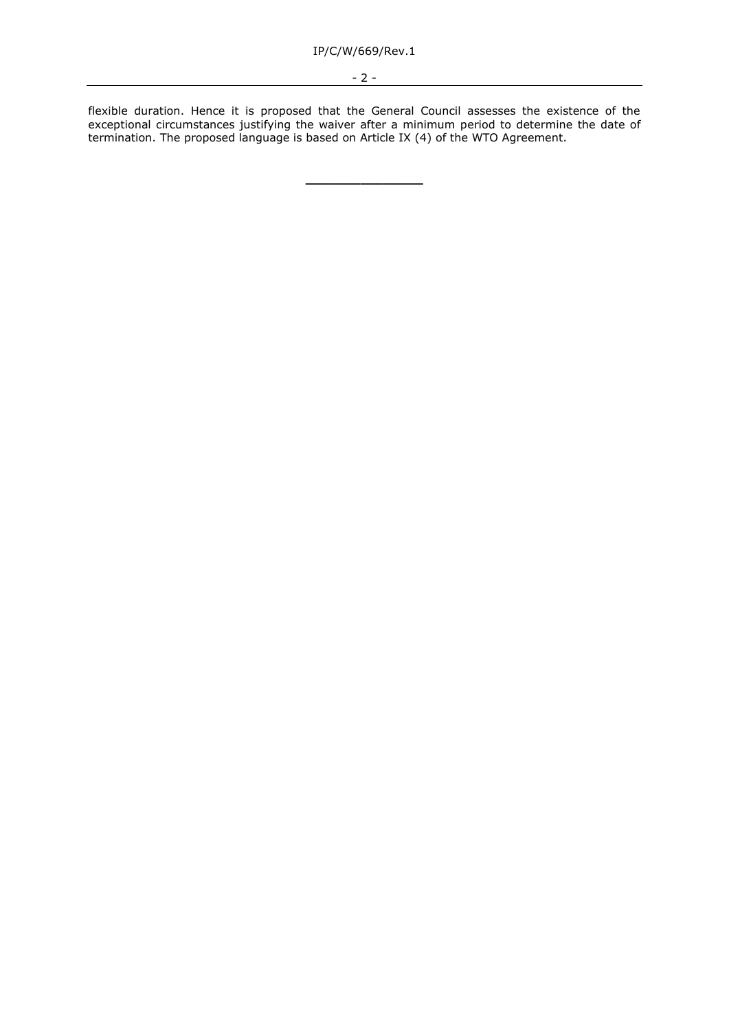flexible duration. Hence it is proposed that the General Council assesses the existence of the exceptional circumstances justifying the waiver after a minimum period to determine the date of termination. The proposed language is based on Article IX (4) of the WTO Agreement.

__________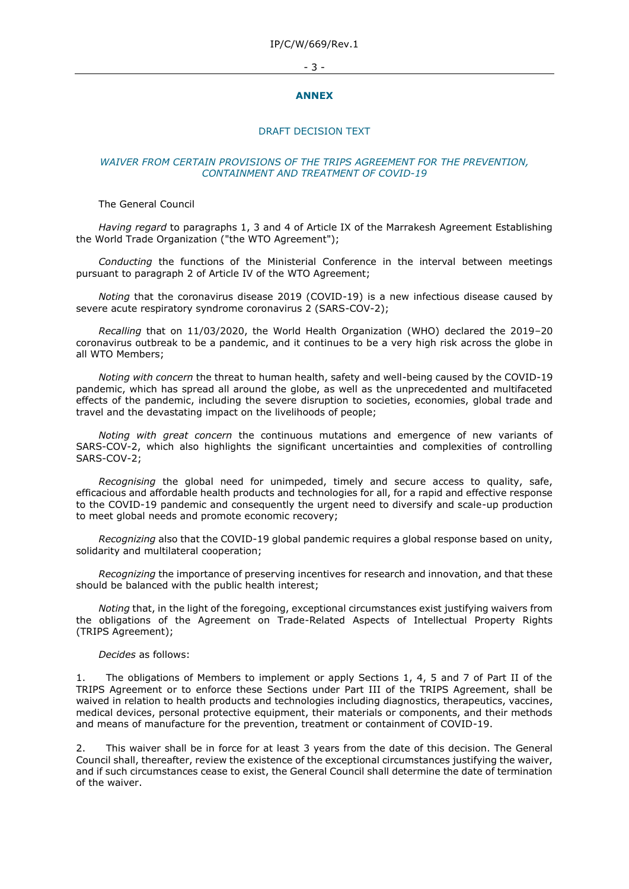## ANNEX

### DRAFT DECISION TEXT

*WAIVER FROM CERTAIN PROVISIONS OF THE TRIPS AGREEMENT FOR THE PREVENTION, CONTAINMENT AND TREATMENT OF COVID-19*

The General Council

*Having regard* to paragraphs 1, 3 and 4 of Article IX of the Marrakesh Agreement Establishing the World Trade Organization ("the WTO Agreement");

*Conducting* the functions of the Ministerial Conference in the interval between meetings pursuant to paragraph 2 of Article IV of the WTO Agreement;

*Noting* that the coronavirus disease 2019 (COVID-19) is a new infectious disease caused by severe acute respiratory syndrome coronavirus 2 (SARS-COV-2);

*Recalling* that on 11/03/2020, the World Health Organization (WHO) declared the 2019–20 coronavirus outbreak to be a pandemic, and it continues to be a very high risk across the globe in all WTO Members;

*Noting with concern* the threat to human health, safety and well-being caused by the COVID-19 pandemic, which has spread all around the globe, as well as the unprecedented and multifaceted effects of the pandemic, including the severe disruption to societies, economies, global trade and travel and the devastating impact on the livelihoods of people;

*Noting with great concern* the continuous mutations and emergence of new variants of SARS-COV-2, which also highlights the significant uncertainties and complexities of controlling SARS-COV-2;

*Recognising* the global need for unimpeded, timely and secure access to quality, safe, efficacious and affordable health products and technologies for all, for a rapid and effective response to the COVID-19 pandemic and consequently the urgent need to diversify and scale-up production to meet global needs and promote economic recovery;

*Recognizing* also that the COVID-19 global pandemic requires a global response based on unity, solidarity and multilateral cooperation;

*Recognizing* the importance of preserving incentives for research and innovation, and that these should be balanced with the public health interest;

*Noting* that, in the light of the foregoing, exceptional circumstances exist justifying waivers from the obligations of the Agreement on Trade-Related Aspects of Intellectual Property Rights (TRIPS Agreement);

*Decides* as follows:

1. The obligations of Members to implement or apply Sections 1, 4, 5 and 7 of Part II of the TRIPS Agreement or to enforce these Sections under Part III of the TRIPS Agreement, shall be waived in relation to health products and technologies including diagnostics, therapeutics, vaccines, medical devices, personal protective equipment, their materials or components, and their methods and means of manufacture for the prevention, treatment or containment of COVID-19.

2. This waiver shall be in force for at least 3 years from the date of this decision. The General Council shall, thereafter, review the existence of the exceptional circumstances justifying the waiver, and if such circumstances cease to exist, the General Council shall determine the date of termination of the waiver.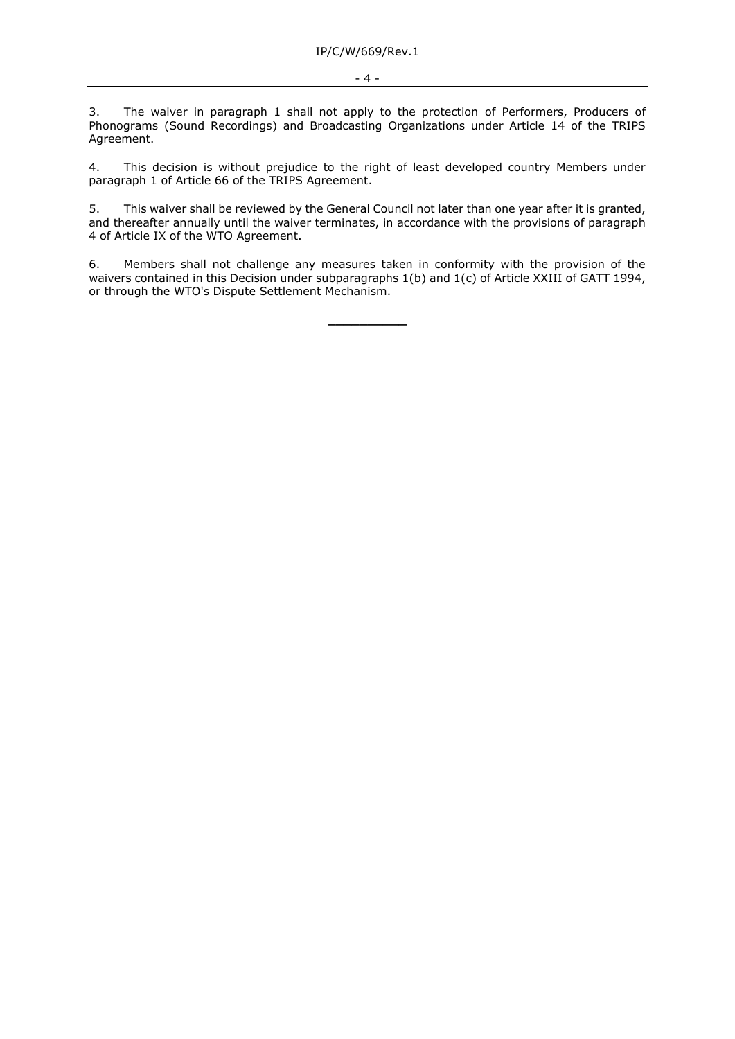3. The waiver in paragraph 1 shall not apply to the protection of Performers, Producers of Phonograms (Sound Recordings) and Broadcasting Organizations under Article 14 of the TRIPS Agreement.

4. This decision is without prejudice to the right of least developed country Members under paragraph 1 of Article 66 of the TRIPS Agreement.

5. This waiver shall be reviewed by the General Council not later than one year after it is granted, and thereafter annually until the waiver terminates, in accordance with the provisions of paragraph 4 of Article IX of the WTO Agreement.

6. Members shall not challenge any measures taken in conformity with the provision of the waivers contained in this Decision under subparagraphs 1(b) and 1(c) of Article XXIII of GATT 1994, or through the WTO's Dispute Settlement Mechanism.

__________